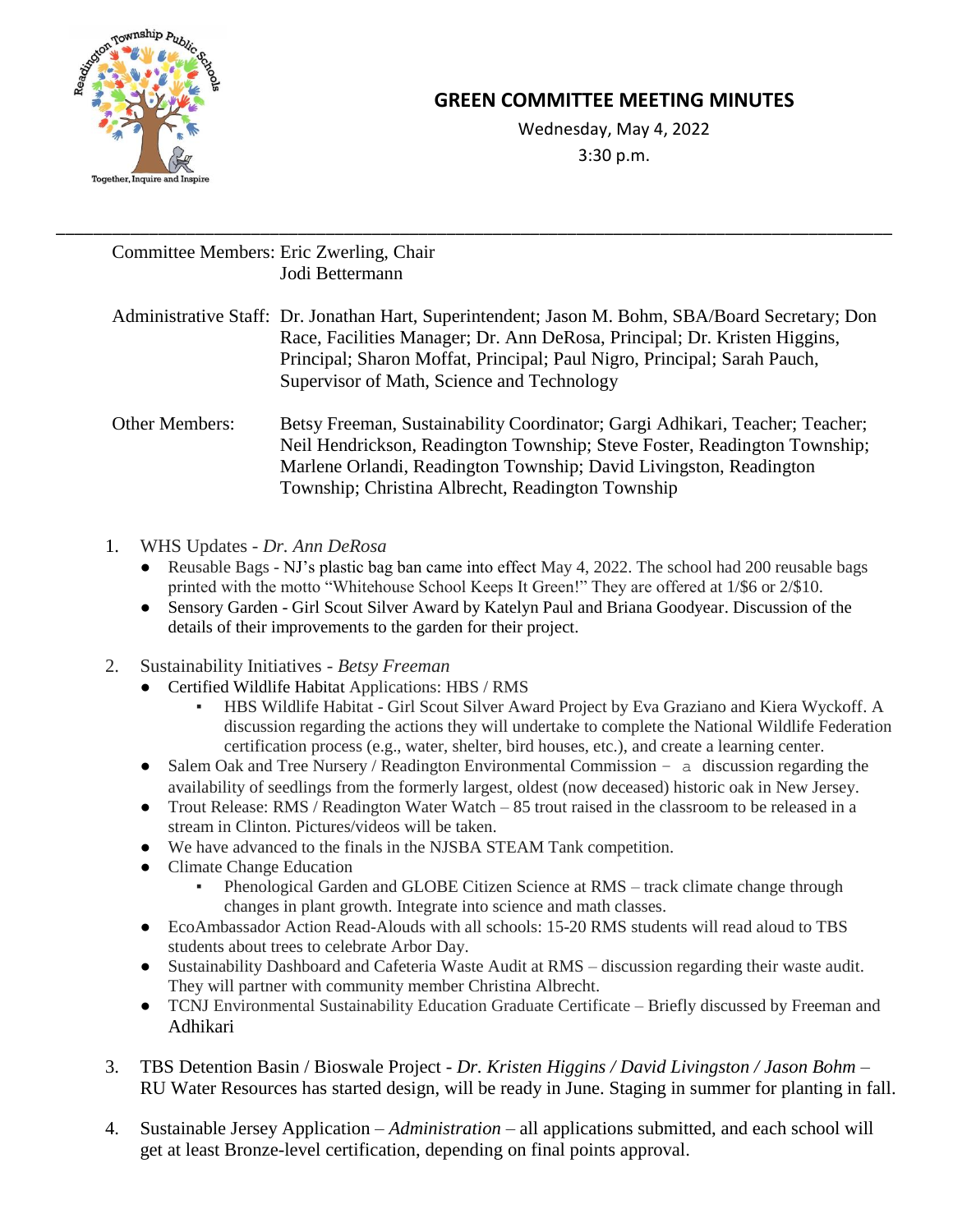# GREEN COMMITTEE MEETING MINUTES

Wednesday, May 4, 2022

3:30 p.m.

---

Committee Members: Eric Zwerling, Chair
Jodi Bettermann

Administrative Staff: Dr. Jonathan Hart, Superintendent; Jason M. Bohm, SBA/Board Secretary; Don Race, Facilities Manager; Dr. Ann DeRosa, Principal; Dr. Kristen Higgins, Principal; Sharon Moffat, Principal; Paul Nigro, Principal; Sarah Pauch, Supervisor of Math, Science and Technology

Other Members: Betsy Freeman, Sustainability Coordinator; Gargi Adhikari, Teacher; Teacher; Neil Hendrickson, Readington Township; Steve Foster, Readington Township; Marlene Orlandi, Readington Township; David Livingston, Readington Township; Christina Albrecht, Readington Township

1. WHS Updates - *Dr. Ann DeRosa*
   - Reusable Bags - NJ's plastic bag ban came into effect May 4, 2022. The school had 200 reusable bags printed with the motto "Whitehouse School Keeps It Green!" They are offered at 1/$6 or 2/$10.
   - Sensory Garden - Girl Scout Silver Award by Katelyn Paul and Briana Goodyear. Discussion of the details of their improvements to the garden for their project.

2. Sustainability Initiatives - *Betsy Freeman*
   - Certified Wildlife Habitat Applications: HBS / RMS
     - HBS Wildlife Habitat - Girl Scout Silver Award Project by Eva Graziano and Kiera Wyckoff. A discussion regarding the actions they will undertake to complete the National Wildlife Federation certification process (e.g., water, shelter, bird houses, etc.), and create a learning center.
   - Salem Oak and Tree Nursery / Readington Environmental Commission – a discussion regarding the availability of seedlings from the formerly largest, oldest (now deceased) historic oak in New Jersey.
   - Trout Release: RMS / Readington Water Watch – 85 trout raised in the classroom to be released in a stream in Clinton. Pictures/videos will be taken.
   - We have advanced to the finals in the NJSBA STEAM Tank competition.
   - Climate Change Education
     - Phenological Garden and GLOBE Citizen Science at RMS – track climate change through changes in plant growth. Integrate into science and math classes.
   - EcoAmbassador Action Read-Alouds with all schools: 15-20 RMS students will read aloud to TBS students about trees to celebrate Arbor Day.
   - Sustainability Dashboard and Cafeteria Waste Audit at RMS – discussion regarding their waste audit. They will partner with community member Christina Albrecht.
   - TCNJ Environmental Sustainability Education Graduate Certificate – Briefly discussed by Freeman and Adhikari

3. TBS Detention Basin / Bioswale Project - *Dr. Kristen Higgins / David Livingston / Jason Bohm* – RU Water Resources has started design, will be ready in June. Staging in summer for planting in fall.

4. Sustainable Jersey Application – *Administration* – all applications submitted, and each school will get at least Bronze-level certification, depending on final points approval.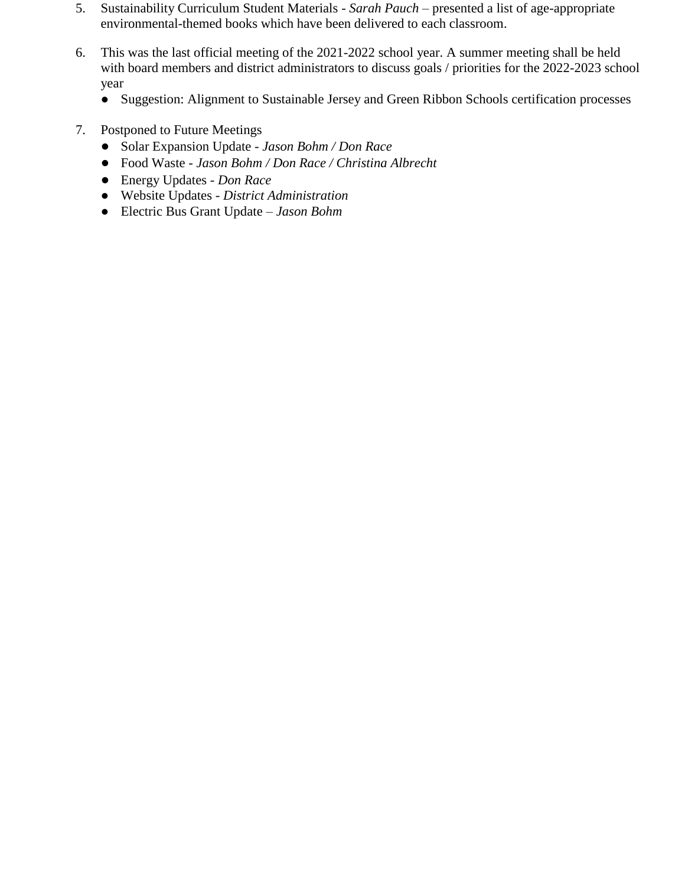5. Sustainability Curriculum Student Materials - *Sarah Pauch* – presented a list of age-appropriate environmental-themed books which have been delivered to each classroom.

6. This was the last official meeting of the 2021-2022 school year. A summer meeting shall be held with board members and district administrators to discuss goals / priorities for the 2022-2023 school year
   - Suggestion: Alignment to Sustainable Jersey and Green Ribbon Schools certification processes

7. Postponed to Future Meetings
   - Solar Expansion Update - *Jason Bohm / Don Race*
   - Food Waste - *Jason Bohm / Don Race / Christina Albrecht*
   - Energy Updates - *Don Race*
   - Website Updates - *District Administration*
   - Electric Bus Grant Update – *Jason Bohm*